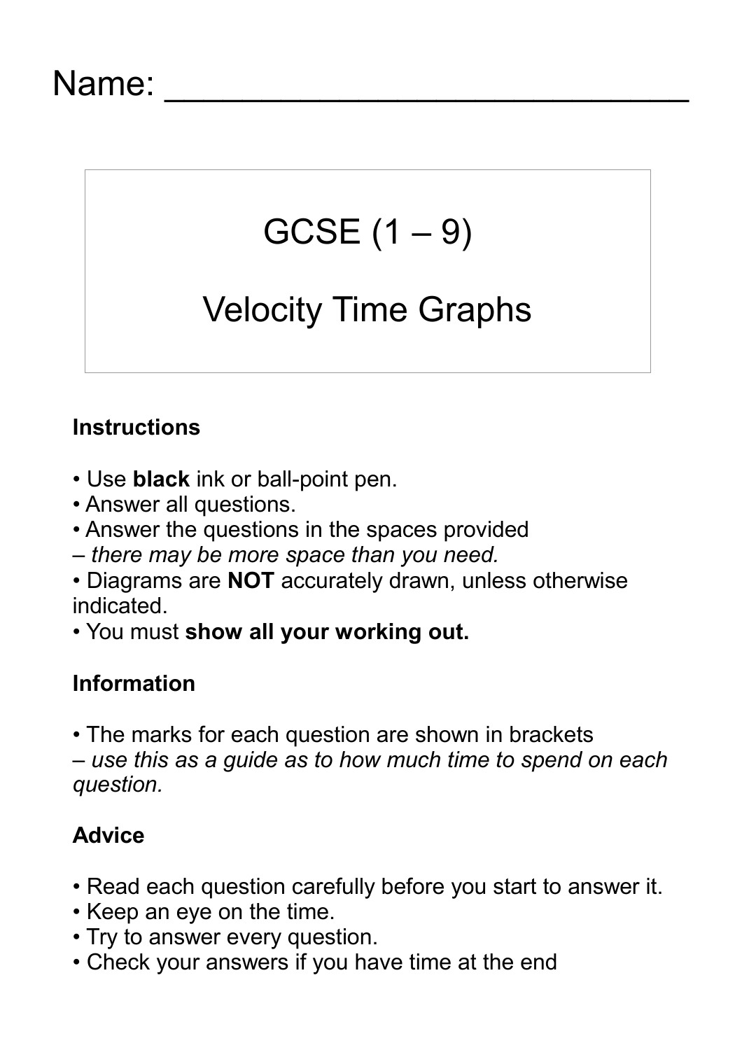Name: ___________________________

# GCSE (1 – 9)

# Velocity Time Graphs

**Instructions**

- Use **black** ink or ball-point pen.
- Answer all questions.
- Answer the questions in the spaces provided
– *there may be more space than you need.*
- Diagrams are **NOT** accurately drawn, unless otherwise indicated.
- You must **show all your working out.**

**Information**

- The marks for each question are shown in brackets
– *use this as a guide as to how much time to spend on each question.*

**Advice**

- Read each question carefully before you start to answer it.
- Keep an eye on the time.
- Try to answer every question.
- Check your answers if you have time at the end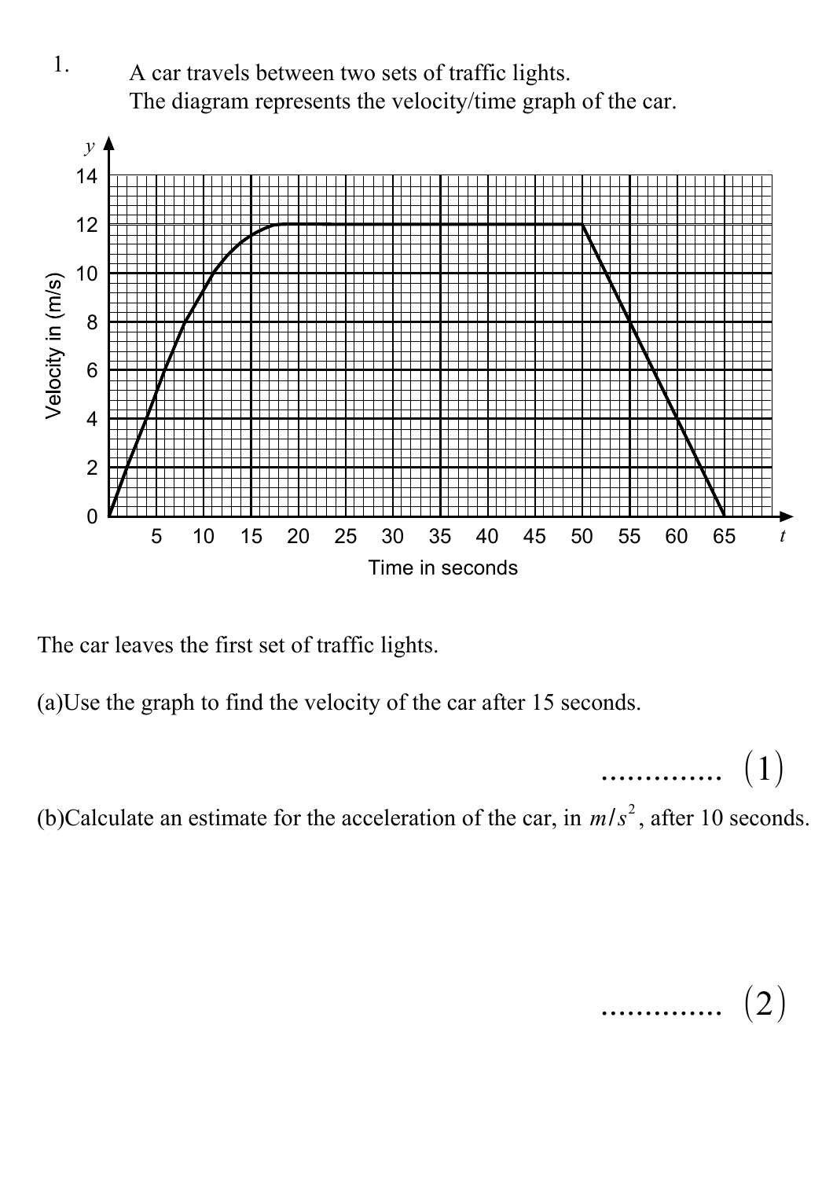1. A car travels between two sets of traffic lights.
The diagram represents the velocity/time graph of the car.

The car leaves the first set of traffic lights.

(a)Use the graph to find the velocity of the car after 15 seconds.

.............. $(1)$

(b)Calculate an estimate for the acceleration of the car, in $m/s^2$, after 10 seconds.

.............. $(2)$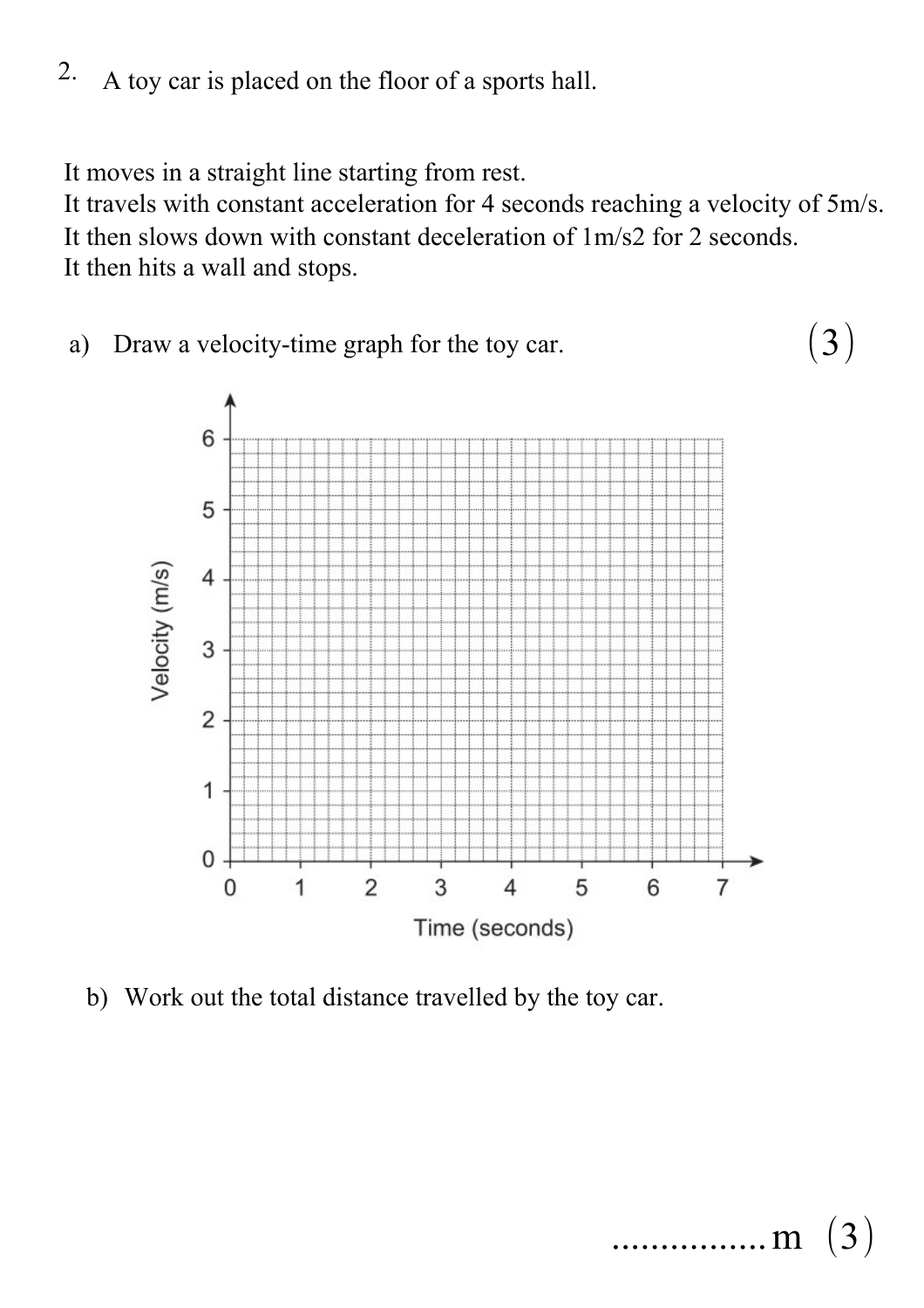2. A toy car is placed on the floor of a sports hall.

It moves in a straight line starting from rest.
It travels with constant acceleration for 4 seconds reaching a velocity of 5m/s.
It then slows down with constant deceleration of 1m/s2 for 2 seconds.
It then hits a wall and stops.

a) Draw a velocity-time graph for the toy car. (3)

Velocity (m/s)

Time (seconds)

b) Work out the total distance travelled by the toy car.

................m (3)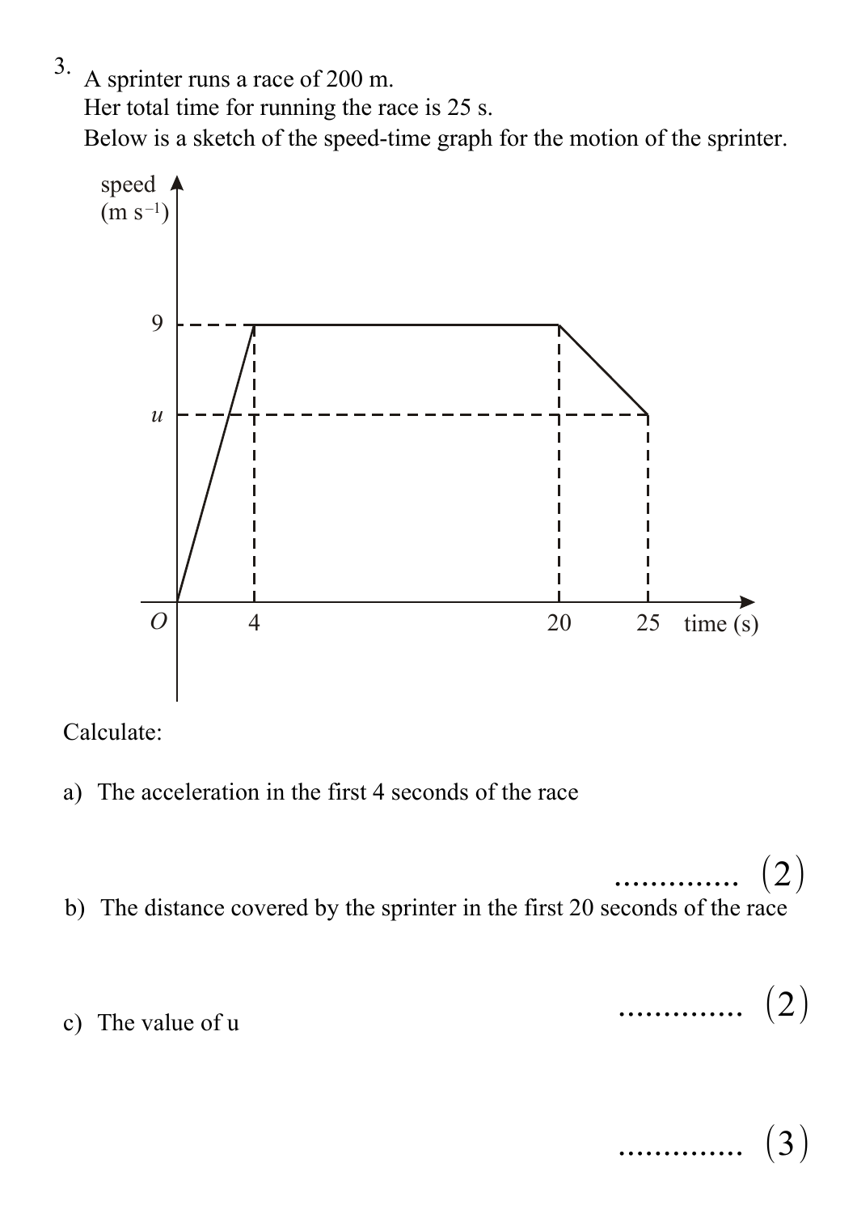3. A sprinter runs a race of 200 m.
Her total time for running the race is 25 s.
Below is a sketch of the speed-time graph for the motion of the sprinter.

Calculate:

a) The acceleration in the first 4 seconds of the race

.............. (2)

b) The distance covered by the sprinter in the first 20 seconds of the race

.............. (2)

c) The value of u

.............. (3)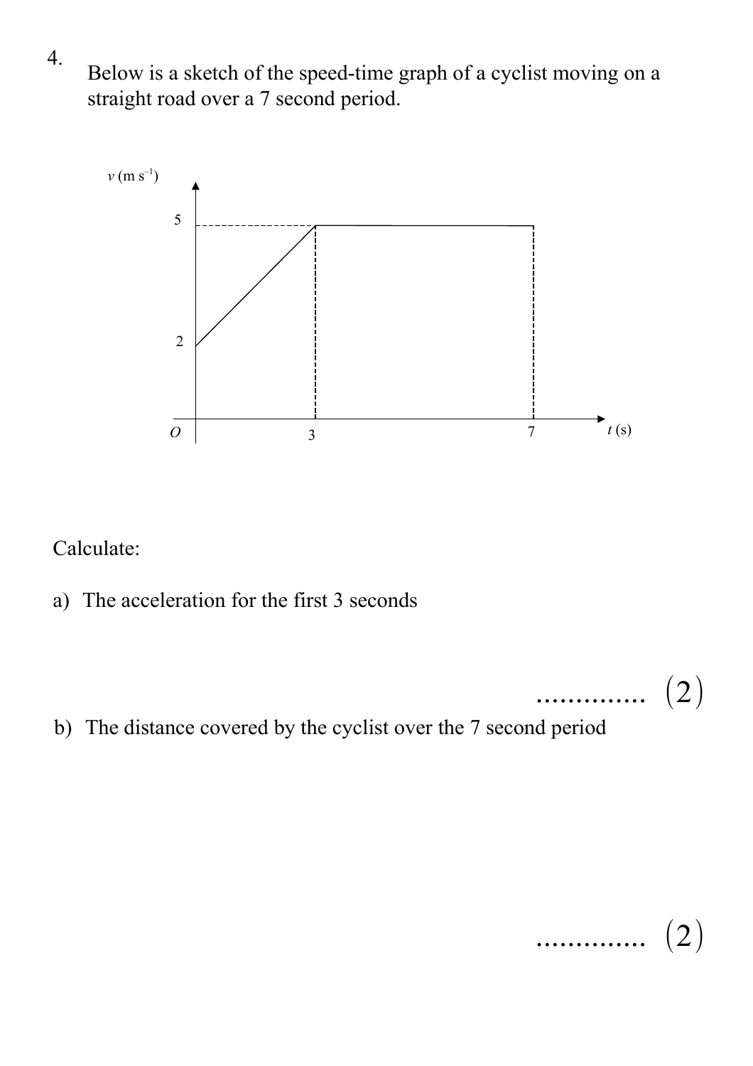4. Below is a sketch of the speed-time graph of a cyclist moving on a straight road over a 7 second period.

Calculate:

a) The acceleration for the first 3 seconds

............. (2)

b) The distance covered by the cyclist over the 7 second period

............. (2)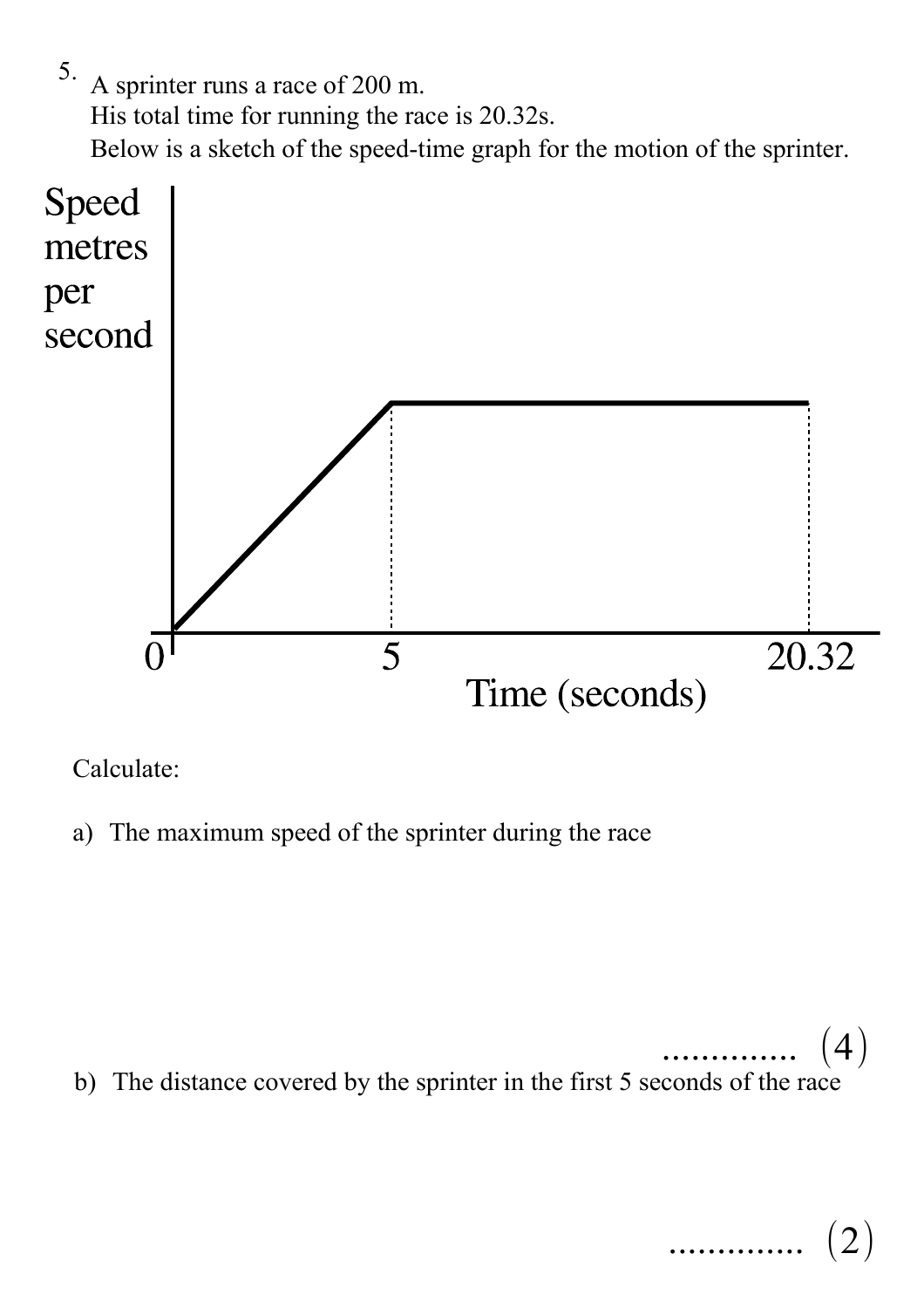5. A sprinter runs a race of 200 m.
His total time for running the race is 20.32s.
Below is a sketch of the speed-time graph for the motion of the sprinter.

Calculate:

a) The maximum speed of the sprinter during the race

.............. (4)

b) The distance covered by the sprinter in the first 5 seconds of the race

.............. (2)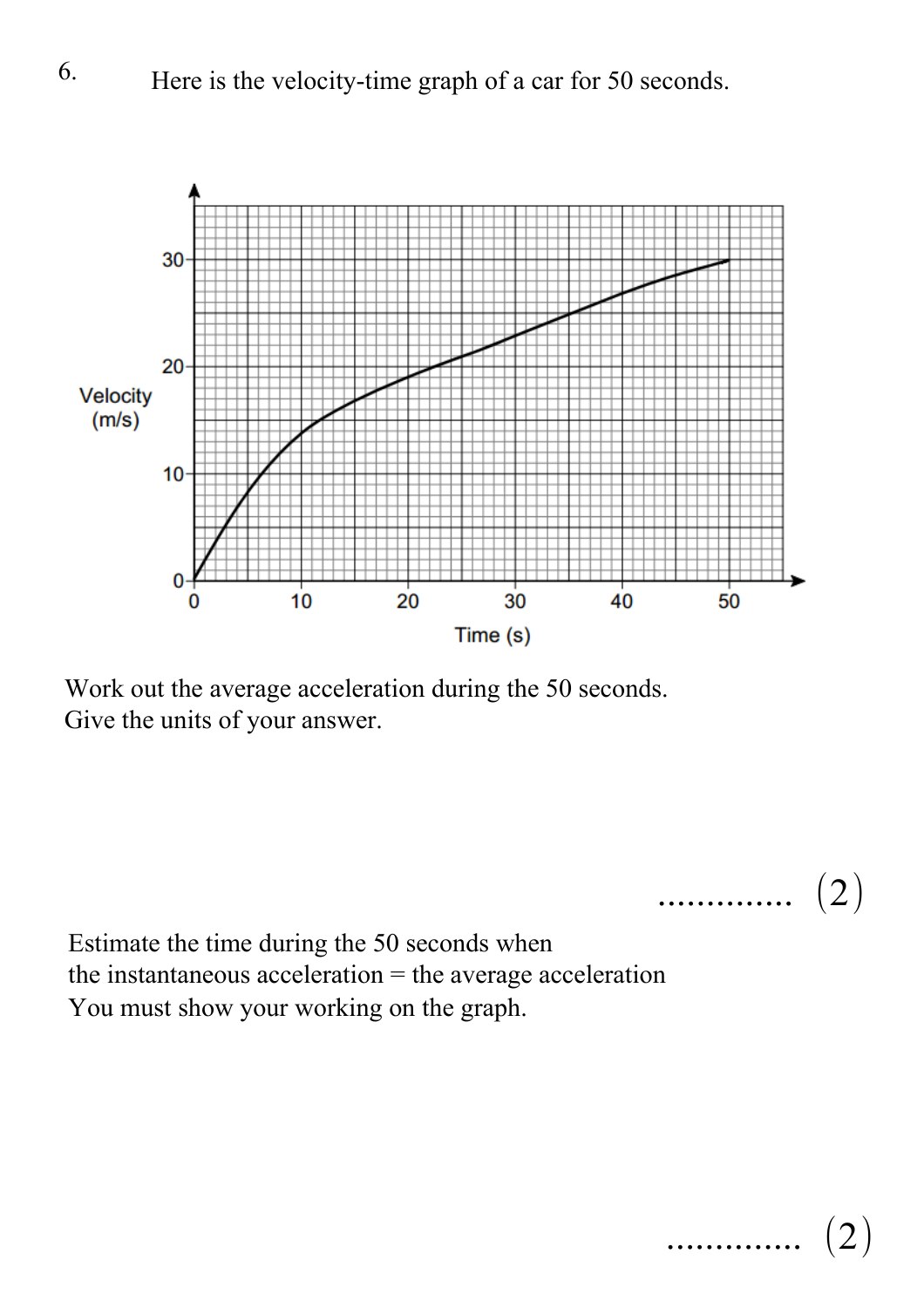6. Here is the velocity-time graph of a car for 50 seconds.

Velocity (m/s)

30

20

10

0

0

10

20

30

40

50

Time (s)

Work out the average acceleration during the 50 seconds.
Give the units of your answer.

.............. (2)

Estimate the time during the 50 seconds when
the instantaneous acceleration = the average acceleration
You must show your working on the graph.

.............. (2)